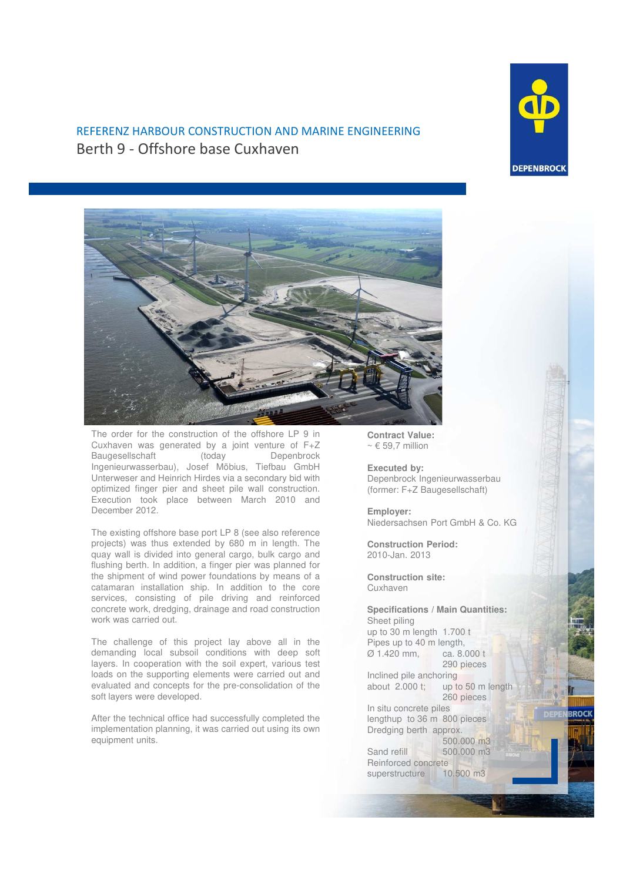REFERENZ HARBOUR CONSTRUCTION AND MARINE ENGINEERING

# Berth 9 - Offshore base Cuxhaven

The order for the construction of the offshore LP 9 in Cuxhaven was generated by a joint venture of F+Z Baugesellschaft (today Depenbrock Ingenieurwasserbau), Josef Möbius, Tiefbau GmbH Unterweser and Heinrich Hirdes via a secondary bid with optimized finger pier and sheet pile wall construction. Execution took place between March 2010 and December 2012.

The existing offshore base port LP 8 (see also reference projects) was thus extended by 680 m in length. The quay wall is divided into general cargo, bulk cargo and flushing berth. In addition, a finger pier was planned for the shipment of wind power foundations by means of a catamaran installation ship. In addition to the core services, consisting of pile driving and reinforced concrete work, dredging, drainage and road construction work was carried out.

The challenge of this project lay above all in the demanding local subsoil conditions with deep soft layers. In cooperation with the soil expert, various test loads on the supporting elements were carried out and evaluated and concepts for the pre-consolidation of the soft layers were developed.

After the technical office had successfully completed the implementation planning, it was carried out using its own equipment units.

**Contract Value:**
~ € 59,7 million

**Executed by:**
Depenbrock Ingenieurwasserbau
(former: F+Z Baugesellschaft)

**Employer:**
Niedersachsen Port GmbH & Co. KG

**Construction Period:**
2010-Jan. 2013

**Construction site:**
Cuxhaven

**Specifications / Main Quantities:**

Sheet piling
up to 30 m length 1.700 t
Pipes up to 40 m length,
Ø 1.420 mm, ca. 8.000 t
290 pieces
Inclined pile anchoring
about 2.000 t; up to 50 m length
260 pieces
In situ concrete piles
lengthup to 36 m 800 pieces
Dredging berth approx.
500.000 m3
Sand refill 500.000 m3
Reinforced concrete
superstructure 10.500 m3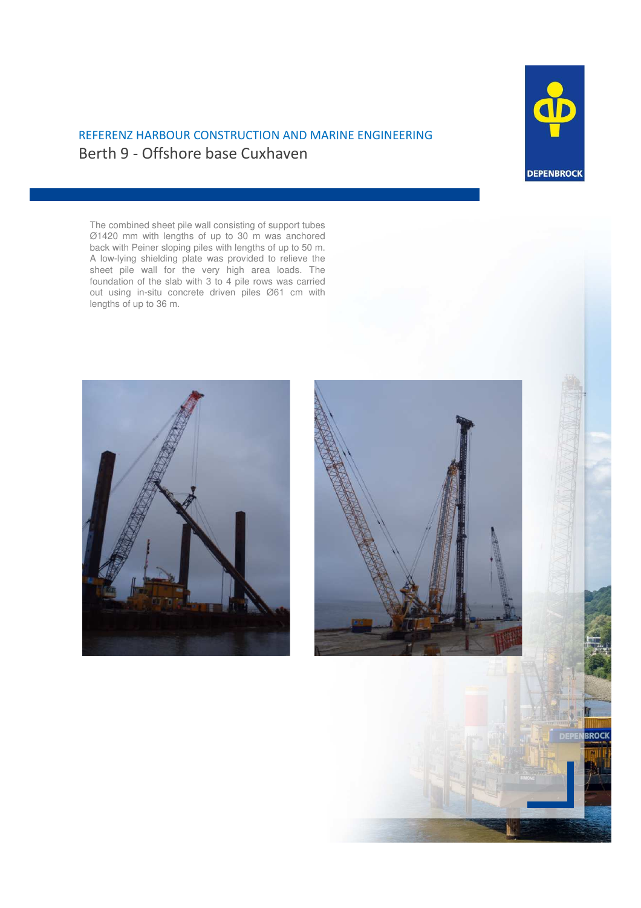REFERENZ HARBOUR CONSTRUCTION AND MARINE ENGINEERING

# Berth 9 - Offshore base Cuxhaven

The combined sheet pile wall consisting of support tubes Ø1420 mm with lengths of up to 30 m was anchored back with Peiner sloping piles with lengths of up to 50 m. A low-lying shielding plate was provided to relieve the sheet pile wall for the very high area loads. The foundation of the slab with 3 to 4 pile rows was carried out using in-situ concrete driven piles Ø61 cm with lengths of up to 36 m.